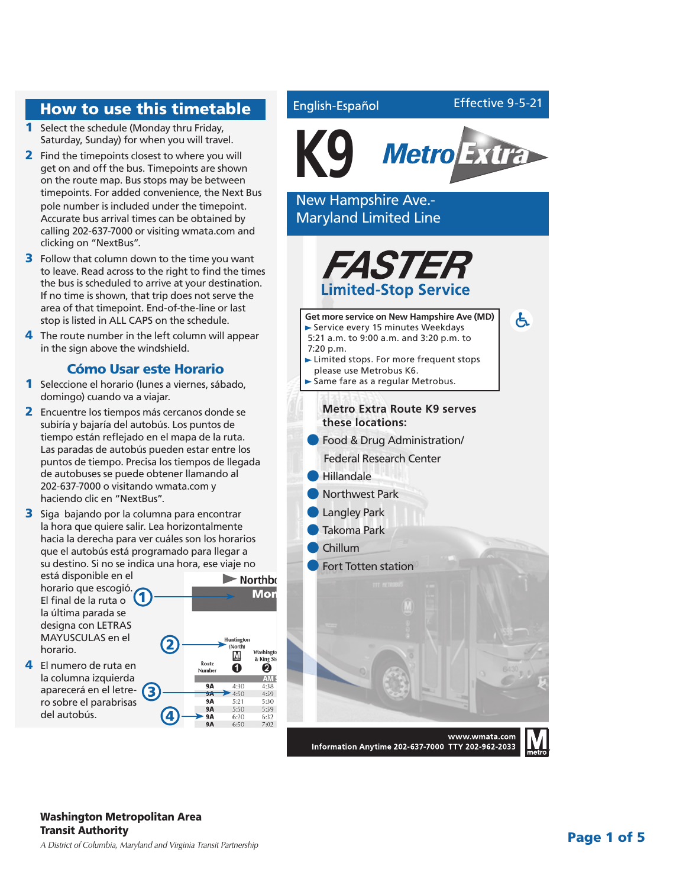## How to use this timetable

1. Select the schedule (Monday thru Friday, Saturday, Sunday) for when you will travel.
2. Find the timepoints closest to where you will get on and off the bus. Timepoints are shown on the route map. Bus stops may be between timepoints. For added convenience, the Next Bus pole number is included under the timepoint. Accurate bus arrival times can be obtained by calling 202-637-7000 or visiting wmata.com and clicking on "NextBus".
3. Follow that column down to the time you want to leave. Read across to the right to find the times the bus is scheduled to arrive at your destination. If no time is shown, that trip does not serve the area of that timepoint. End-of-the-line or last stop is listed in ALL CAPS on the schedule.
4. The route number in the left column will appear in the sign above the windshield.

### Cómo Usar este Horario

1. Seleccione el horario (lunes a viernes, sábado, domingo) cuando va a viajar.
2. Encuentre los tiempos más cercanos donde se subiría y bajaría del autobús. Los puntos de tiempo están reflejado en el mapa de la ruta. Las paradas de autobús pueden estar entre los puntos de tiempo. Precisa los tiempos de llegada de autobuses se puede obtener llamando al 202-637-7000 o visitando wmata.com y haciendo clic en "NextBus".
3. Siga bajando por la columna para encontrar la hora que quiere salir. Lea horizontalmente hacia la derecha para ver cuáles son los horarios que el autobús está programado para llegar a su destino. Si no se indica una hora, ese viaje no está disponible en el horario que escogió. El final de la ruta o la última parada se designa con LETRAS MAYUSCULAS en el horario.
4. El numero de ruta en la columna izquierda aparecerá en el letrero sobre el parabrisas del autobús.

English-Español — Effective 9-5-21

# K9 MetroExtra

## New Hampshire Ave.-Maryland Limited Line

**FASTER**

**Limited-Stop Service**

**Get more service on New Hampshire Ave (MD)**

- Service every 15 minutes Weekdays 5:21 a.m. to 9:00 a.m. and 3:20 p.m. to 7:20 p.m.
- Limited stops. For more frequent stops please use Metrobus K6.
- Same fare as a regular Metrobus.

**Metro Extra Route K9 serves these locations:**

- Food & Drug Administration/ Federal Research Center
- Hillandale
- Northwest Park
- Langley Park
- Takoma Park
- Chillum
- Fort Totten station

www.wmata.com
Information Anytime 202-637-7000 TTY 202-962-2033

**Washington Metropolitan Area Transit Authority**
*A District of Columbia, Maryland and Virginia Transit Partnership*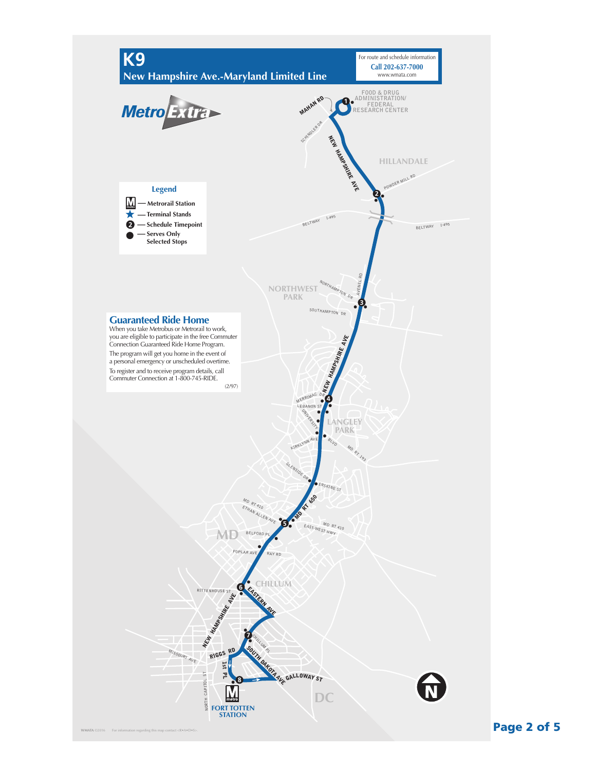# K9

## New Hampshire Ave.-Maryland Limited Line

For route and schedule information
**Call 202-637-7000**
www.wmata.com

MetroExtra

### Legend

- Metrorail Station
- Terminal Stands
- Schedule Timepoint
- Serves Only Selected Stops

## Guaranteed Ride Home

When you take Metrobus or Metrorail to work, you are eligible to participate in the free Commuter Connection Guaranteed Ride Home Program.

The program will get you home in the event of a personal emergency or unscheduled overtime.

To register and to receive program details, call Commuter Connection at 1-800-745-RIDE.

(2/97)

1. FOOD & DRUG ADMINISTRATION/ FEDERAL RESEARCH CENTER
2. NEW HAMPSHIRE AVE & POWDER MILL RD
3. NEW HAMPSHIRE AVE & NORTHAMPTON DR / SOUTHAMPTON DR
4. NEW HAMPSHIRE AVE & MERRIMAC DR
5. MD RT 650 & MD RT 410 (EAST-WEST HWY / ETHAN ALLEN AVE)
6. NEW HAMPSHIRE AVE & EASTERN AVE (RITTENHOUSE ST)
7. NEW HAMPSHIRE AVE & CHILLUM PL
8. FORT TOTTEN STATION

MAHAN RD · SCHINDLER DR · NEW HAMPSHIRE AVE · HILLANDALE · POWDER MILL RD · BELTWAY I-495 · NORTHWEST PARK · NORTHAMPTON DR · AVENEL RD · SOUTHAMPTON DR · MERRIMAC DR · LEBANON ST · UNIVERSITY BLVD · LANGLEY PARK · KIRKLYNN AVE · MD RT 193 · GLENSIDE DR · ERSKINE ST · MD RT 410 · ETHAN ALLEN AVE · MD RT 650 · EAST-WEST HWY · BELFORD PL · MD · POPLAR AVE · RAY RD · CHILLUM · RITTENHOUSE ST · EASTERN AVE · CHILLUM PL · MISSOURI AVE · RIGGS RD · SOUTH DAKOTA AVE · 1st PL · GALLOWAY ST · NORTH CAPITOL ST · DC · FORT TOTTEN STATION

WMATA ©2016 For information regarding this map contact <R•A•D•S>.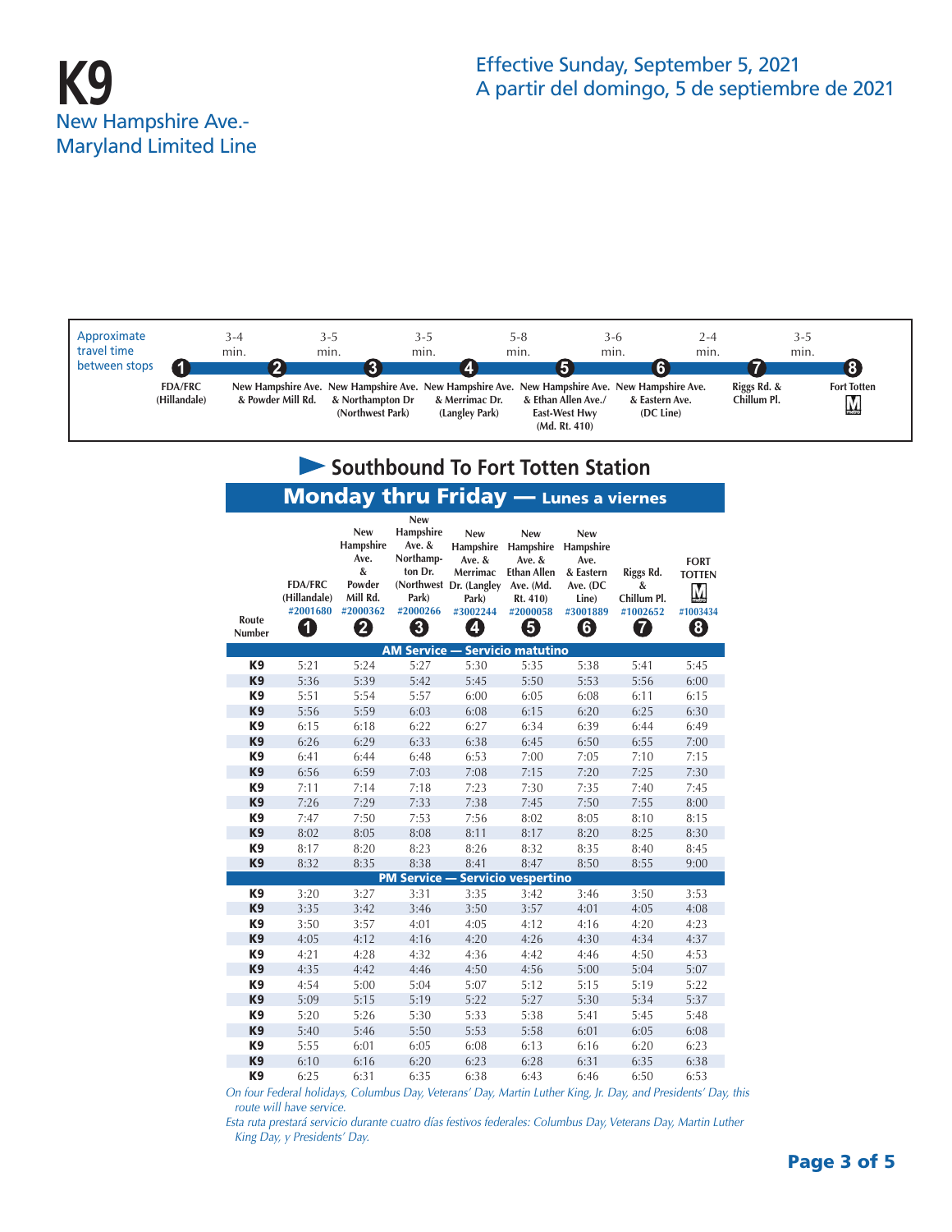# K9

New Hampshire Ave.-
Maryland Limited Line

Effective Sunday, September 5, 2021
A partir del domingo, 5 de septiembre de 2021

Approximate travel time between stops

| 1 | | 2 | | 3 | | 4 | | 5 | | 6 | | 7 | | 8 |
|---|---|---|---|---|---|---|---|---|---|---|---|---|---|---|
| FDA/FRC (Hillandale) | 3-4 min. | New Hampshire Ave. & Powder Mill Rd. | 3-5 min. | New Hampshire Ave. & Northampton Dr (Northwest Park) | 3-5 min. | New Hampshire Ave. & Merrimac Dr. (Langley Park) | 5-8 min. | New Hampshire Ave. & Ethan Allen Ave./ East-West Hwy (Md. Rt. 410) | 3-6 min. | New Hampshire Ave. & Eastern Ave. (DC Line) | 2-4 min. | Riggs Rd. & Chillum Pl. | 3-5 min. | Fort Totten |

## Southbound To Fort Totten Station

### Monday thru Friday — Lunes a viernes

| Route Number | FDA/FRC (Hillandale) #2001680 (1) | New Hampshire Ave. & Powder Mill Rd. #2000362 (2) | New Hampshire Ave. & Northampton Dr. (Northwest Park) #2000266 (3) | New Hampshire Ave. & Merrimac Dr. (Langley Park) #3002244 (4) | New Hampshire Ave. & Ethan Allen Ave. (Md. Rt. 410) #2000058 (5) | New Hampshire Ave. & Eastern Ave. (DC Line) #3001889 (6) | Riggs Rd. & Chillum Pl. #1002652 (7) | FORT TOTTEN #1003434 (8) |
|---|---|---|---|---|---|---|---|---|
| **AM Service — Servicio matutino** | | | | | | | | |
| K9 | 5:21 | 5:24 | 5:27 | 5:30 | 5:35 | 5:38 | 5:41 | 5:45 |
| K9 | 5:36 | 5:39 | 5:42 | 5:45 | 5:50 | 5:53 | 5:56 | 6:00 |
| K9 | 5:51 | 5:54 | 5:57 | 6:00 | 6:05 | 6:08 | 6:11 | 6:15 |
| K9 | 5:56 | 5:59 | 6:03 | 6:08 | 6:15 | 6:20 | 6:25 | 6:30 |
| K9 | 6:15 | 6:18 | 6:22 | 6:27 | 6:34 | 6:39 | 6:44 | 6:49 |
| K9 | 6:26 | 6:29 | 6:33 | 6:38 | 6:45 | 6:50 | 6:55 | 7:00 |
| K9 | 6:41 | 6:44 | 6:48 | 6:53 | 7:00 | 7:05 | 7:10 | 7:15 |
| K9 | 6:56 | 6:59 | 7:03 | 7:08 | 7:15 | 7:20 | 7:25 | 7:30 |
| K9 | 7:11 | 7:14 | 7:18 | 7:23 | 7:30 | 7:35 | 7:40 | 7:45 |
| K9 | 7:26 | 7:29 | 7:33 | 7:38 | 7:45 | 7:50 | 7:55 | 8:00 |
| K9 | 7:47 | 7:50 | 7:53 | 7:56 | 8:02 | 8:05 | 8:10 | 8:15 |
| K9 | 8:02 | 8:05 | 8:08 | 8:11 | 8:17 | 8:20 | 8:25 | 8:30 |
| K9 | 8:17 | 8:20 | 8:23 | 8:26 | 8:32 | 8:35 | 8:40 | 8:45 |
| K9 | 8:32 | 8:35 | 8:38 | 8:41 | 8:47 | 8:50 | 8:55 | 9:00 |
| **PM Service — Servicio vespertino** | | | | | | | | |
| K9 | 3:20 | 3:27 | 3:31 | 3:35 | 3:42 | 3:46 | 3:50 | 3:53 |
| K9 | 3:35 | 3:42 | 3:46 | 3:50 | 3:57 | 4:01 | 4:05 | 4:08 |
| K9 | 3:50 | 3:57 | 4:01 | 4:05 | 4:12 | 4:16 | 4:20 | 4:23 |
| K9 | 4:05 | 4:12 | 4:16 | 4:20 | 4:26 | 4:30 | 4:34 | 4:37 |
| K9 | 4:21 | 4:28 | 4:32 | 4:36 | 4:42 | 4:46 | 4:50 | 4:53 |
| K9 | 4:35 | 4:42 | 4:46 | 4:50 | 4:56 | 5:00 | 5:04 | 5:07 |
| K9 | 4:54 | 5:00 | 5:04 | 5:07 | 5:12 | 5:15 | 5:19 | 5:22 |
| K9 | 5:09 | 5:15 | 5:19 | 5:22 | 5:27 | 5:30 | 5:34 | 5:37 |
| K9 | 5:20 | 5:26 | 5:30 | 5:33 | 5:38 | 5:41 | 5:45 | 5:48 |
| K9 | 5:40 | 5:46 | 5:50 | 5:53 | 5:58 | 6:01 | 6:05 | 6:08 |
| K9 | 5:55 | 6:01 | 6:05 | 6:08 | 6:13 | 6:16 | 6:20 | 6:23 |
| K9 | 6:10 | 6:16 | 6:20 | 6:23 | 6:28 | 6:31 | 6:35 | 6:38 |
| K9 | 6:25 | 6:31 | 6:35 | 6:38 | 6:43 | 6:46 | 6:50 | 6:53 |

*On four Federal holidays, Columbus Day, Veterans' Day, Martin Luther King, Jr. Day, and Presidents' Day, this route will have service.*

*Esta ruta prestará servicio durante cuatro días festivos federales: Columbus Day, Veterans Day, Martin Luther King Day, y Presidents' Day.*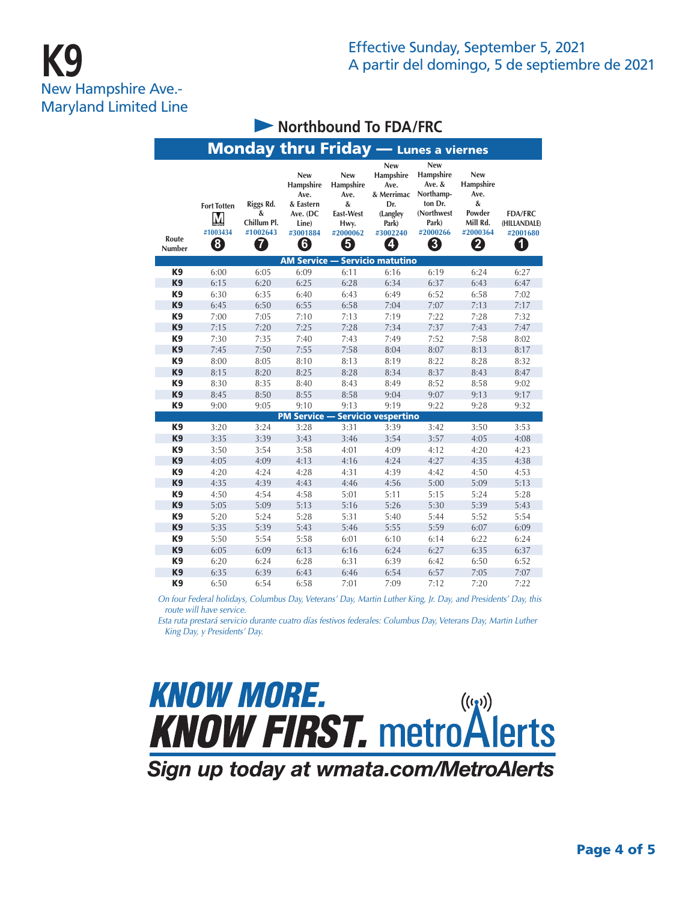# K9

New Hampshire Ave.-Maryland Limited Line

Effective Sunday, September 5, 2021
A partir del domingo, 5 de septiembre de 2021

## Northbound To FDA/FRC

### Monday thru Friday — Lunes a viernes

| Route Number | Fort Totten #1003434 (8) | Riggs Rd. & Chillum Pl. #1002643 (7) | New Hampshire Ave. & Eastern Ave. (DC Line) #3001884 (6) | New Hampshire Ave. & East-West Hwy. #2000062 (5) | New Hampshire Ave. & Merrimac Dr. (Langley Park) #3002240 (4) | New Hampshire Ave. & Northampton Dr. (Northwest Park) #2000266 (3) | New Hampshire Ave. & Powder Mill Rd. #2000364 (2) | FDA/FRC (HILLANDALE) #2001680 (1) |
|---|---|---|---|---|---|---|---|---|
| **AM Service — Servicio matutino** | | | | | | | | |
| K9 | 6:00 | 6:05 | 6:09 | 6:11 | 6:16 | 6:19 | 6:24 | 6:27 |
| K9 | 6:15 | 6:20 | 6:25 | 6:28 | 6:34 | 6:37 | 6:43 | 6:47 |
| K9 | 6:30 | 6:35 | 6:40 | 6:43 | 6:49 | 6:52 | 6:58 | 7:02 |
| K9 | 6:45 | 6:50 | 6:55 | 6:58 | 7:04 | 7:07 | 7:13 | 7:17 |
| K9 | 7:00 | 7:05 | 7:10 | 7:13 | 7:19 | 7:22 | 7:28 | 7:32 |
| K9 | 7:15 | 7:20 | 7:25 | 7:28 | 7:34 | 7:37 | 7:43 | 7:47 |
| K9 | 7:30 | 7:35 | 7:40 | 7:43 | 7:49 | 7:52 | 7:58 | 8:02 |
| K9 | 7:45 | 7:50 | 7:55 | 7:58 | 8:04 | 8:07 | 8:13 | 8:17 |
| K9 | 8:00 | 8:05 | 8:10 | 8:13 | 8:19 | 8:22 | 8:28 | 8:32 |
| K9 | 8:15 | 8:20 | 8:25 | 8:28 | 8:34 | 8:37 | 8:43 | 8:47 |
| K9 | 8:30 | 8:35 | 8:40 | 8:43 | 8:49 | 8:52 | 8:58 | 9:02 |
| K9 | 8:45 | 8:50 | 8:55 | 8:58 | 9:04 | 9:07 | 9:13 | 9:17 |
| K9 | 9:00 | 9:05 | 9:10 | 9:13 | 9:19 | 9:22 | 9:28 | 9:32 |
| **PM Service — Servicio vespertino** | | | | | | | | |
| K9 | 3:20 | 3:24 | 3:28 | 3:31 | 3:39 | 3:42 | 3:50 | 3:53 |
| K9 | 3:35 | 3:39 | 3:43 | 3:46 | 3:54 | 3:57 | 4:05 | 4:08 |
| K9 | 3:50 | 3:54 | 3:58 | 4:01 | 4:09 | 4:12 | 4:20 | 4:23 |
| K9 | 4:05 | 4:09 | 4:13 | 4:16 | 4:24 | 4:27 | 4:35 | 4:38 |
| K9 | 4:20 | 4:24 | 4:28 | 4:31 | 4:39 | 4:42 | 4:50 | 4:53 |
| K9 | 4:35 | 4:39 | 4:43 | 4:46 | 4:56 | 5:00 | 5:09 | 5:13 |
| K9 | 4:50 | 4:54 | 4:58 | 5:01 | 5:11 | 5:15 | 5:24 | 5:28 |
| K9 | 5:05 | 5:09 | 5:13 | 5:16 | 5:26 | 5:30 | 5:39 | 5:43 |
| K9 | 5:20 | 5:24 | 5:28 | 5:31 | 5:40 | 5:44 | 5:52 | 5:54 |
| K9 | 5:35 | 5:39 | 5:43 | 5:46 | 5:55 | 5:59 | 6:07 | 6:09 |
| K9 | 5:50 | 5:54 | 5:58 | 6:01 | 6:10 | 6:14 | 6:22 | 6:24 |
| K9 | 6:05 | 6:09 | 6:13 | 6:16 | 6:24 | 6:27 | 6:35 | 6:37 |
| K9 | 6:20 | 6:24 | 6:28 | 6:31 | 6:39 | 6:42 | 6:50 | 6:52 |
| K9 | 6:35 | 6:39 | 6:43 | 6:46 | 6:54 | 6:57 | 7:05 | 7:07 |
| K9 | 6:50 | 6:54 | 6:58 | 7:01 | 7:09 | 7:12 | 7:20 | 7:22 |

*On four Federal holidays, Columbus Day, Veterans' Day, Martin Luther King, Jr. Day, and Presidents' Day, this route will have service.*

*Esta ruta prestará servicio durante cuatro días festivos federales: Columbus Day, Veterans Day, Martin Luther King Day, y Presidents' Day.*

**KNOW MORE. KNOW FIRST.** metroAlerts

**Sign up today at wmata.com/MetroAlerts**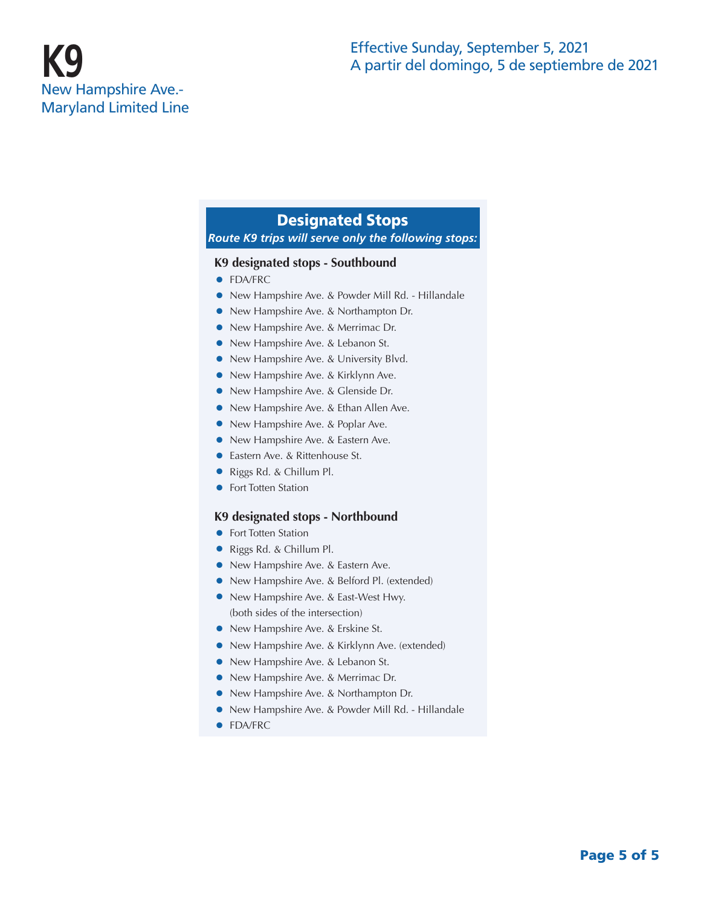# K9

New Hampshire Ave.-
Maryland Limited Line

Effective Sunday, September 5, 2021
A partir del domingo, 5 de septiembre de 2021

## Designated Stops

***Route K9 trips will serve only the following stops:***

### K9 designated stops - Southbound

- FDA/FRC
- New Hampshire Ave. & Powder Mill Rd. - Hillandale
- New Hampshire Ave. & Northampton Dr.
- New Hampshire Ave. & Merrimac Dr.
- New Hampshire Ave. & Lebanon St.
- New Hampshire Ave. & University Blvd.
- New Hampshire Ave. & Kirklynn Ave.
- New Hampshire Ave. & Glenside Dr.
- New Hampshire Ave. & Ethan Allen Ave.
- New Hampshire Ave. & Poplar Ave.
- New Hampshire Ave. & Eastern Ave.
- Eastern Ave. & Rittenhouse St.
- Riggs Rd. & Chillum Pl.
- Fort Totten Station

### K9 designated stops - Northbound

- Fort Totten Station
- Riggs Rd. & Chillum Pl.
- New Hampshire Ave. & Eastern Ave.
- New Hampshire Ave. & Belford Pl. (extended)
- New Hampshire Ave. & East-West Hwy. (both sides of the intersection)
- New Hampshire Ave. & Erskine St.
- New Hampshire Ave. & Kirklynn Ave. (extended)
- New Hampshire Ave. & Lebanon St.
- New Hampshire Ave. & Merrimac Dr.
- New Hampshire Ave. & Northampton Dr.
- New Hampshire Ave. & Powder Mill Rd. - Hillandale
- FDA/FRC